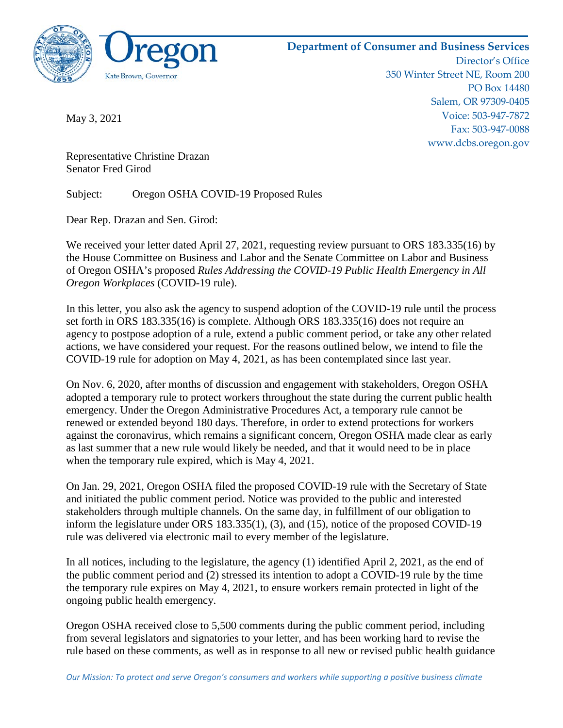Oregon

Kate Brown, Governor

**Department of Consumer and Business Services**

Director's Office
350 Winter Street NE, Room 200
PO Box 14480
Salem, OR 97309-0405
Voice: 503-947-7872
Fax: 503-947-0088
www.dcbs.oregon.gov

May 3, 2021

Representative Christine Drazan
Senator Fred Girod

Subject: Oregon OSHA COVID-19 Proposed Rules

Dear Rep. Drazan and Sen. Girod:

We received your letter dated April 27, 2021, requesting review pursuant to ORS 183.335(16) by the House Committee on Business and Labor and the Senate Committee on Labor and Business of Oregon OSHA's proposed *Rules Addressing the COVID-19 Public Health Emergency in All Oregon Workplaces* (COVID-19 rule).

In this letter, you also ask the agency to suspend adoption of the COVID-19 rule until the process set forth in ORS 183.335(16) is complete. Although ORS 183.335(16) does not require an agency to postpose adoption of a rule, extend a public comment period, or take any other related actions, we have considered your request. For the reasons outlined below, we intend to file the COVID-19 rule for adoption on May 4, 2021, as has been contemplated since last year.

On Nov. 6, 2020, after months of discussion and engagement with stakeholders, Oregon OSHA adopted a temporary rule to protect workers throughout the state during the current public health emergency. Under the Oregon Administrative Procedures Act, a temporary rule cannot be renewed or extended beyond 180 days. Therefore, in order to extend protections for workers against the coronavirus, which remains a significant concern, Oregon OSHA made clear as early as last summer that a new rule would likely be needed, and that it would need to be in place when the temporary rule expired, which is May 4, 2021.

On Jan. 29, 2021, Oregon OSHA filed the proposed COVID-19 rule with the Secretary of State and initiated the public comment period. Notice was provided to the public and interested stakeholders through multiple channels. On the same day, in fulfillment of our obligation to inform the legislature under ORS 183.335(1), (3), and (15), notice of the proposed COVID-19 rule was delivered via electronic mail to every member of the legislature.

In all notices, including to the legislature, the agency (1) identified April 2, 2021, as the end of the public comment period and (2) stressed its intention to adopt a COVID-19 rule by the time the temporary rule expires on May 4, 2021, to ensure workers remain protected in light of the ongoing public health emergency.

Oregon OSHA received close to 5,500 comments during the public comment period, including from several legislators and signatories to your letter, and has been working hard to revise the rule based on these comments, as well as in response to all new or revised public health guidance

*Our Mission: To protect and serve Oregon's consumers and workers while supporting a positive business climate*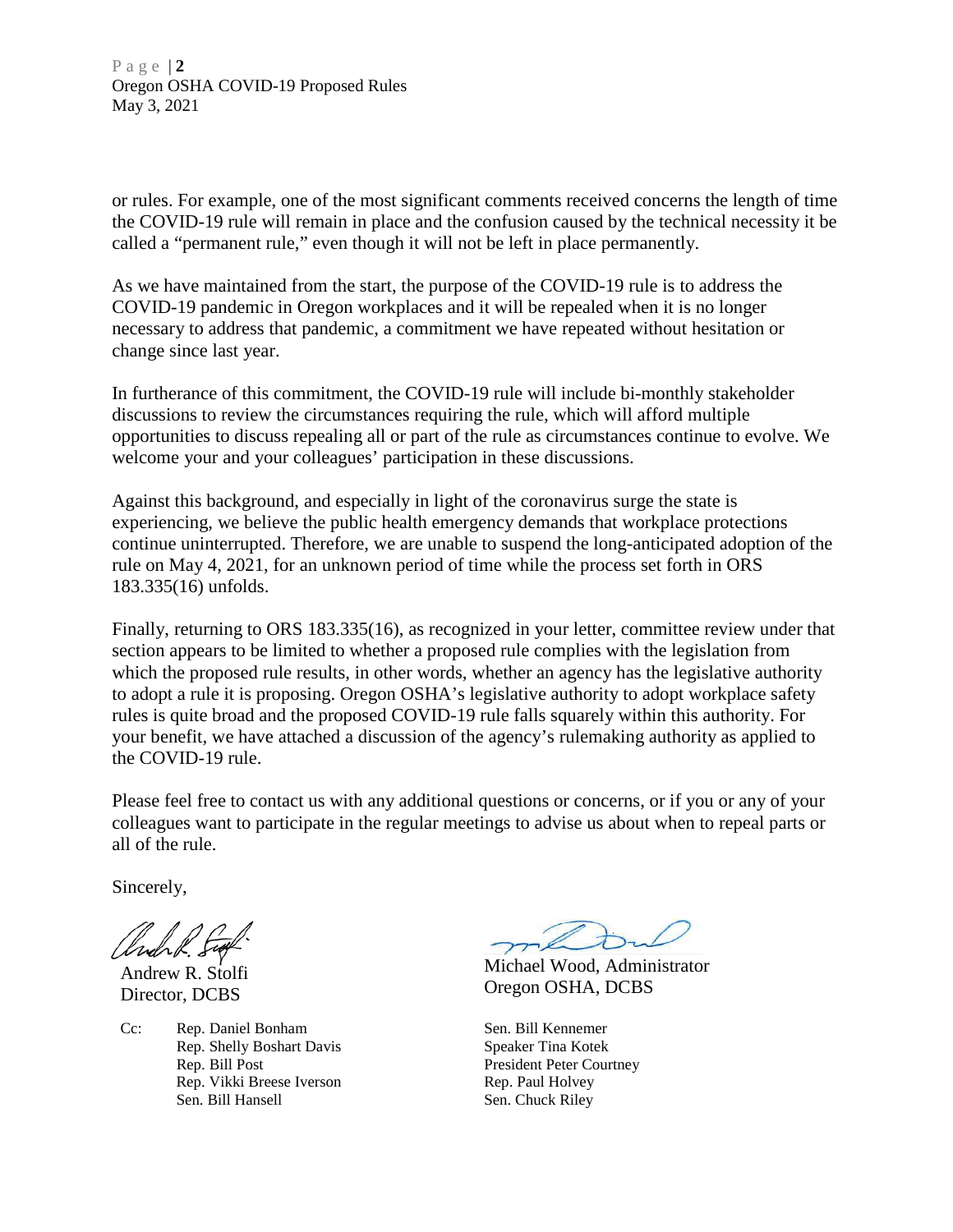or rules. For example, one of the most significant comments received concerns the length of time the COVID-19 rule will remain in place and the confusion caused by the technical necessity it be called a "permanent rule," even though it will not be left in place permanently.

As we have maintained from the start, the purpose of the COVID-19 rule is to address the COVID-19 pandemic in Oregon workplaces and it will be repealed when it is no longer necessary to address that pandemic, a commitment we have repeated without hesitation or change since last year.

In furtherance of this commitment, the COVID-19 rule will include bi-monthly stakeholder discussions to review the circumstances requiring the rule, which will afford multiple opportunities to discuss repealing all or part of the rule as circumstances continue to evolve. We welcome your and your colleagues' participation in these discussions.

Against this background, and especially in light of the coronavirus surge the state is experiencing, we believe the public health emergency demands that workplace protections continue uninterrupted. Therefore, we are unable to suspend the long-anticipated adoption of the rule on May 4, 2021, for an unknown period of time while the process set forth in ORS 183.335(16) unfolds.

Finally, returning to ORS 183.335(16), as recognized in your letter, committee review under that section appears to be limited to whether a proposed rule complies with the legislation from which the proposed rule results, in other words, whether an agency has the legislative authority to adopt a rule it is proposing. Oregon OSHA's legislative authority to adopt workplace safety rules is quite broad and the proposed COVID-19 rule falls squarely within this authority. For your benefit, we have attached a discussion of the agency's rulemaking authority as applied to the COVID-19 rule.

Please feel free to contact us with any additional questions or concerns, or if you or any of your colleagues want to participate in the regular meetings to advise us about when to repeal parts or all of the rule.

Sincerely,

Andrew R. Stolfi
Director, DCBS

Michael Wood, Administrator
Oregon OSHA, DCBS

Cc:
Rep. Daniel Bonham
Rep. Shelly Boshart Davis
Rep. Bill Post
Rep. Vikki Breese Iverson
Sen. Bill Hansell
Sen. Bill Kennemer
Speaker Tina Kotek
President Peter Courtney
Rep. Paul Holvey
Sen. Chuck Riley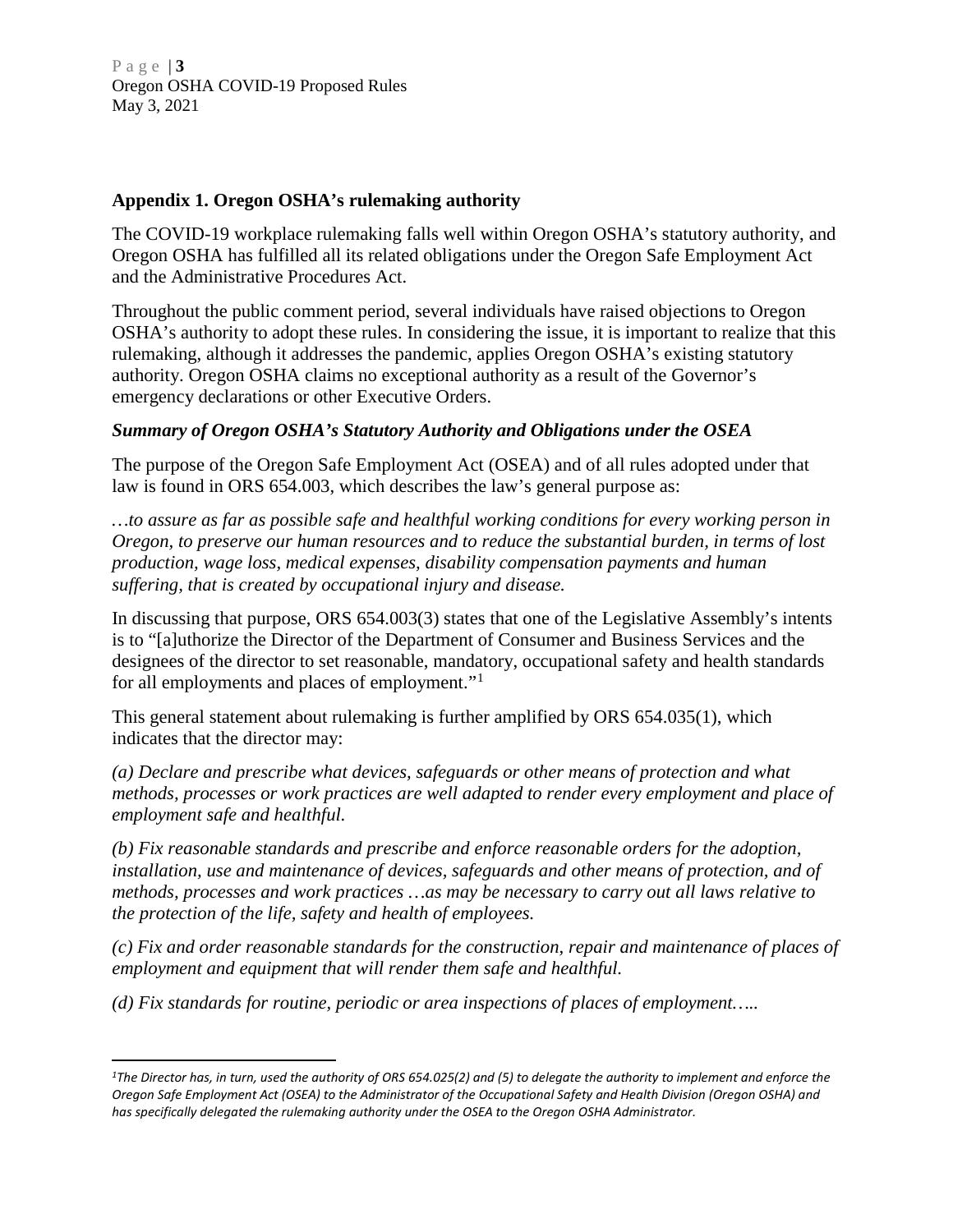## Appendix 1. Oregon OSHA's rulemaking authority

The COVID-19 workplace rulemaking falls well within Oregon OSHA's statutory authority, and Oregon OSHA has fulfilled all its related obligations under the Oregon Safe Employment Act and the Administrative Procedures Act.

Throughout the public comment period, several individuals have raised objections to Oregon OSHA's authority to adopt these rules. In considering the issue, it is important to realize that this rulemaking, although it addresses the pandemic, applies Oregon OSHA's existing statutory authority. Oregon OSHA claims no exceptional authority as a result of the Governor's emergency declarations or other Executive Orders.

### *Summary of Oregon OSHA's Statutory Authority and Obligations under the OSEA*

The purpose of the Oregon Safe Employment Act (OSEA) and of all rules adopted under that law is found in ORS 654.003, which describes the law's general purpose as:

*…to assure as far as possible safe and healthful working conditions for every working person in Oregon, to preserve our human resources and to reduce the substantial burden, in terms of lost production, wage loss, medical expenses, disability compensation payments and human suffering, that is created by occupational injury and disease.*

In discussing that purpose, ORS 654.003(3) states that one of the Legislative Assembly's intents is to "[a]uthorize the Director of the Department of Consumer and Business Services and the designees of the director to set reasonable, mandatory, occupational safety and health standards for all employments and places of employment."[1]

This general statement about rulemaking is further amplified by ORS 654.035(1), which indicates that the director may:

*(a) Declare and prescribe what devices, safeguards or other means of protection and what methods, processes or work practices are well adapted to render every employment and place of employment safe and healthful.*

*(b) Fix reasonable standards and prescribe and enforce reasonable orders for the adoption, installation, use and maintenance of devices, safeguards and other means of protection, and of methods, processes and work practices …as may be necessary to carry out all laws relative to the protection of the life, safety and health of employees.*

*(c) Fix and order reasonable standards for the construction, repair and maintenance of places of employment and equipment that will render them safe and healthful.*

*(d) Fix standards for routine, periodic or area inspections of places of employment…..*

---

*[1]The Director has, in turn, used the authority of ORS 654.025(2) and (5) to delegate the authority to implement and enforce the Oregon Safe Employment Act (OSEA) to the Administrator of the Occupational Safety and Health Division (Oregon OSHA) and has specifically delegated the rulemaking authority under the OSEA to the Oregon OSHA Administrator.*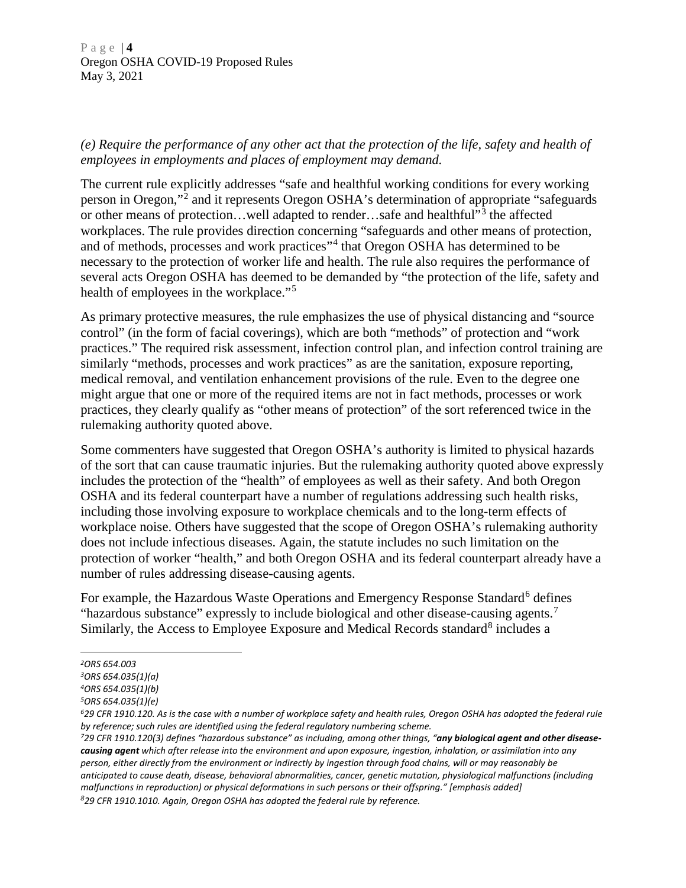*(e) Require the performance of any other act that the protection of the life, safety and health of employees in employments and places of employment may demand.*

The current rule explicitly addresses "safe and healthful working conditions for every working person in Oregon,"[2] and it represents Oregon OSHA's determination of appropriate "safeguards or other means of protection…well adapted to render…safe and healthful"[3] the affected workplaces. The rule provides direction concerning "safeguards and other means of protection, and of methods, processes and work practices"[4] that Oregon OSHA has determined to be necessary to the protection of worker life and health. The rule also requires the performance of several acts Oregon OSHA has deemed to be demanded by "the protection of the life, safety and health of employees in the workplace."[5]

As primary protective measures, the rule emphasizes the use of physical distancing and "source control" (in the form of facial coverings), which are both "methods" of protection and "work practices." The required risk assessment, infection control plan, and infection control training are similarly "methods, processes and work practices" as are the sanitation, exposure reporting, medical removal, and ventilation enhancement provisions of the rule. Even to the degree one might argue that one or more of the required items are not in fact methods, processes or work practices, they clearly qualify as "other means of protection" of the sort referenced twice in the rulemaking authority quoted above.

Some commenters have suggested that Oregon OSHA's authority is limited to physical hazards of the sort that can cause traumatic injuries. But the rulemaking authority quoted above expressly includes the protection of the "health" of employees as well as their safety. And both Oregon OSHA and its federal counterpart have a number of regulations addressing such health risks, including those involving exposure to workplace chemicals and to the long-term effects of workplace noise. Others have suggested that the scope of Oregon OSHA's rulemaking authority does not include infectious diseases. Again, the statute includes no such limitation on the protection of worker "health," and both Oregon OSHA and its federal counterpart already have a number of rules addressing disease-causing agents.

For example, the Hazardous Waste Operations and Emergency Response Standard[6] defines "hazardous substance" expressly to include biological and other disease-causing agents.[7] Similarly, the Access to Employee Exposure and Medical Records standard[8] includes a

---

*[2] ORS 654.003*

*[3] ORS 654.035(1)(a)*

*[4] ORS 654.035(1)(b)*

*[5] ORS 654.035(1)(e)*

*[6] 29 CFR 1910.120. As is the case with a number of workplace safety and health rules, Oregon OSHA has adopted the federal rule by reference; such rules are identified using the federal regulatory numbering scheme.*

*[7] 29 CFR 1910.120(3) defines "hazardous substance" as including, among other things, "**any biological agent and other disease-causing agent** which after release into the environment and upon exposure, ingestion, inhalation, or assimilation into any person, either directly from the environment or indirectly by ingestion through food chains, will or may reasonably be anticipated to cause death, disease, behavioral abnormalities, cancer, genetic mutation, physiological malfunctions (including malfunctions in reproduction) or physical deformations in such persons or their offspring." [emphasis added]*

*[8] 29 CFR 1910.1010. Again, Oregon OSHA has adopted the federal rule by reference.*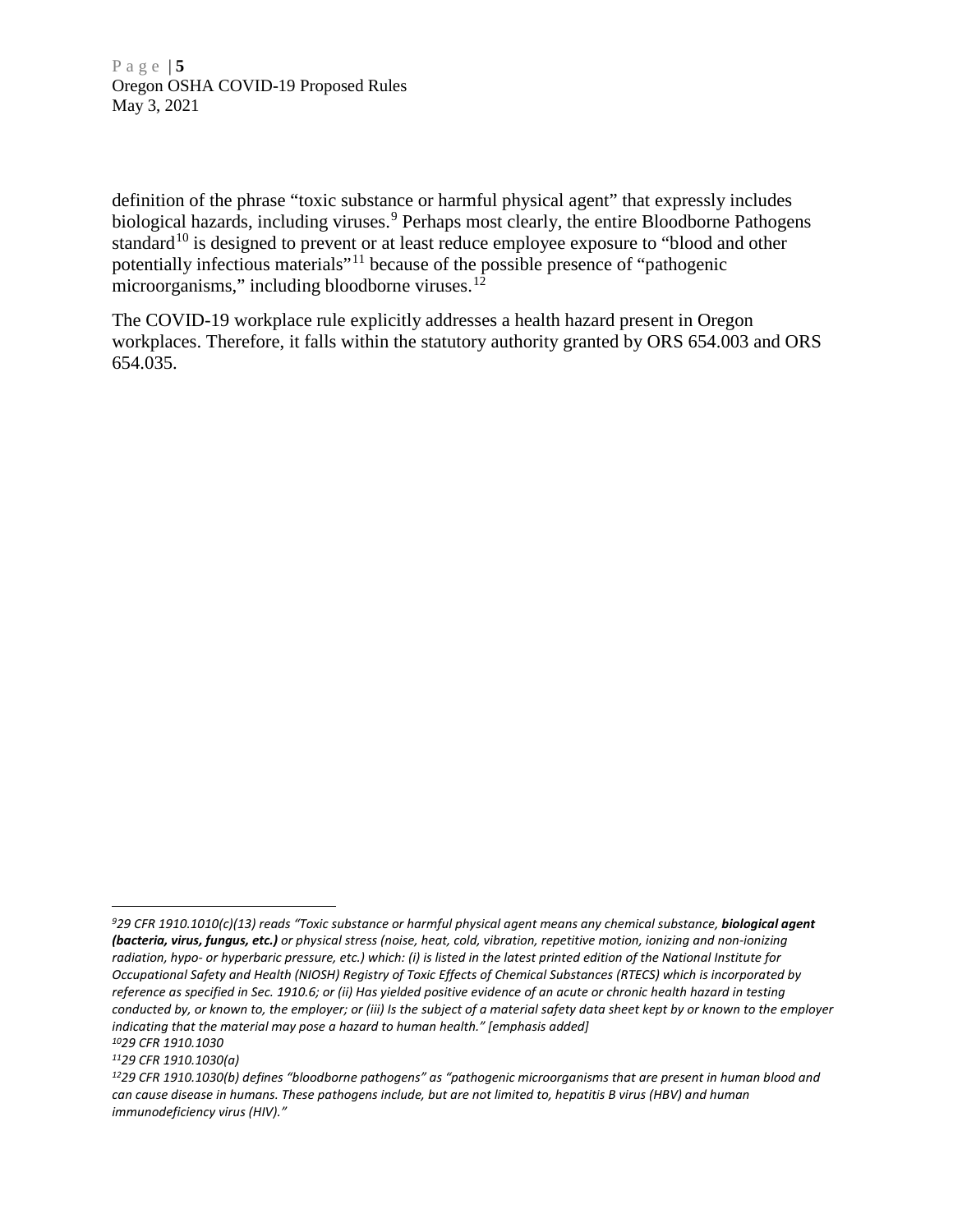definition of the phrase “toxic substance or harmful physical agent” that expressly includes biological hazards, including viruses.[9] Perhaps most clearly, the entire Bloodborne Pathogens standard[10] is designed to prevent or at least reduce employee exposure to “blood and other potentially infectious materials”[11] because of the possible presence of “pathogenic microorganisms,” including bloodborne viruses.[12]

The COVID-19 workplace rule explicitly addresses a health hazard present in Oregon workplaces. Therefore, it falls within the statutory authority granted by ORS 654.003 and ORS 654.035.

---

[9] *29 CFR 1910.1010(c)(13) reads “Toxic substance or harmful physical agent means any chemical substance,* ***biological agent (bacteria, virus, fungus, etc.)*** *or physical stress (noise, heat, cold, vibration, repetitive motion, ionizing and non-ionizing radiation, hypo- or hyperbaric pressure, etc.) which: (i) is listed in the latest printed edition of the National Institute for Occupational Safety and Health (NIOSH) Registry of Toxic Effects of Chemical Substances (RTECS) which is incorporated by reference as specified in Sec. 1910.6; or (ii) Has yielded positive evidence of an acute or chronic health hazard in testing conducted by, or known to, the employer; or (iii) Is the subject of a material safety data sheet kept by or known to the employer indicating that the material may pose a hazard to human health.” [emphasis added]*

[10] *29 CFR 1910.1030*

[11] *29 CFR 1910.1030(a)*

[12] *29 CFR 1910.1030(b) defines “bloodborne pathogens” as “pathogenic microorganisms that are present in human blood and can cause disease in humans. These pathogens include, but are not limited to, hepatitis B virus (HBV) and human immunodeficiency virus (HIV).”*